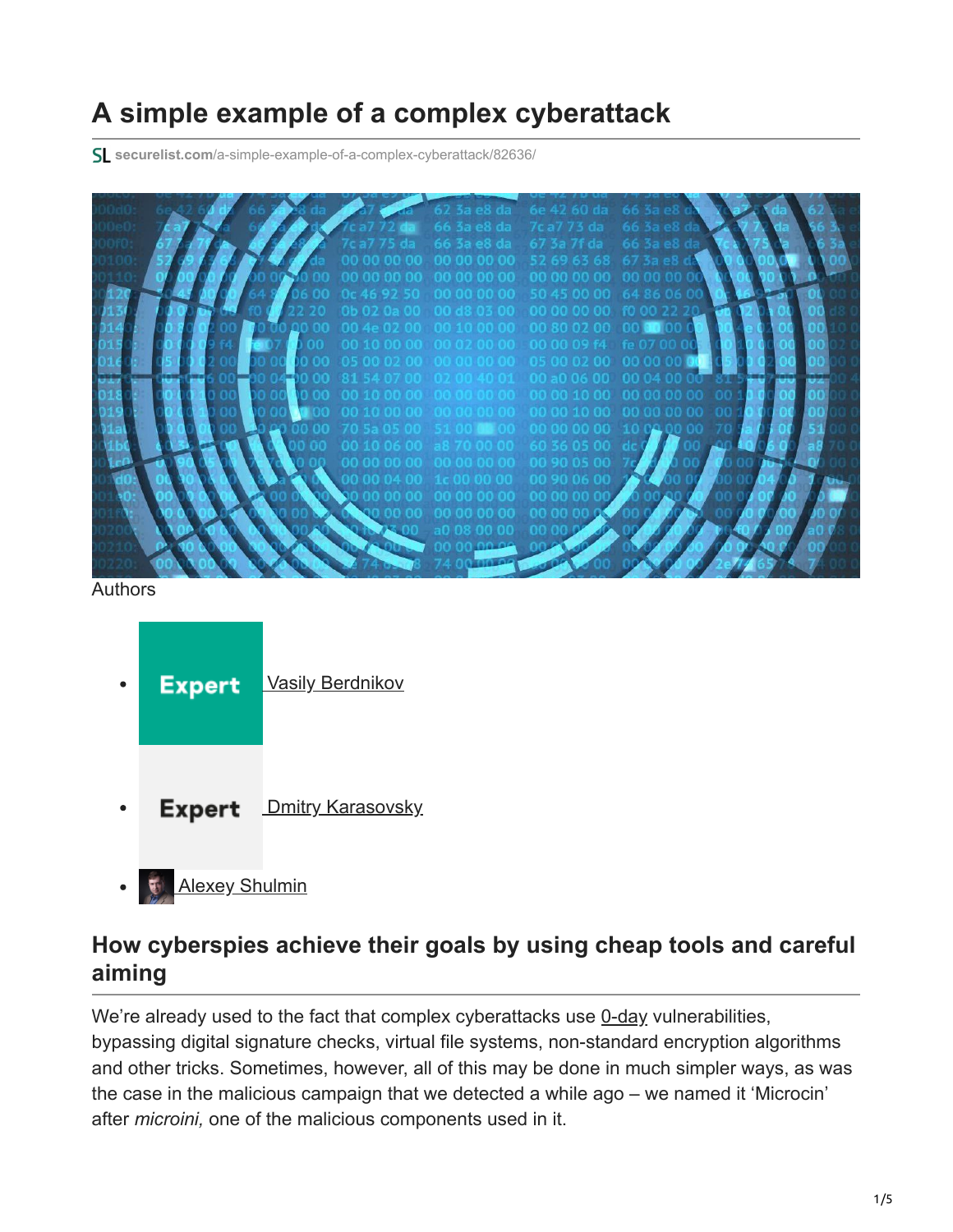# A simple example of a complex cyberattack

securelist.com/a-simple-example-of-a-complex-cyberattack/82636/

Authors

- Expert Vasily Berdnikov
- Expert Dmitry Karasovsky
- Alexey Shulmin

## How cyberspies achieve their goals by using cheap tools and careful aiming

We're already used to the fact that complex cyberattacks use 0-day vulnerabilities, bypassing digital signature checks, virtual file systems, non-standard encryption algorithms and other tricks. Sometimes, however, all of this may be done in much simpler ways, as was the case in the malicious campaign that we detected a while ago – we named it 'Microcin' after *microini,* one of the malicious components used in it.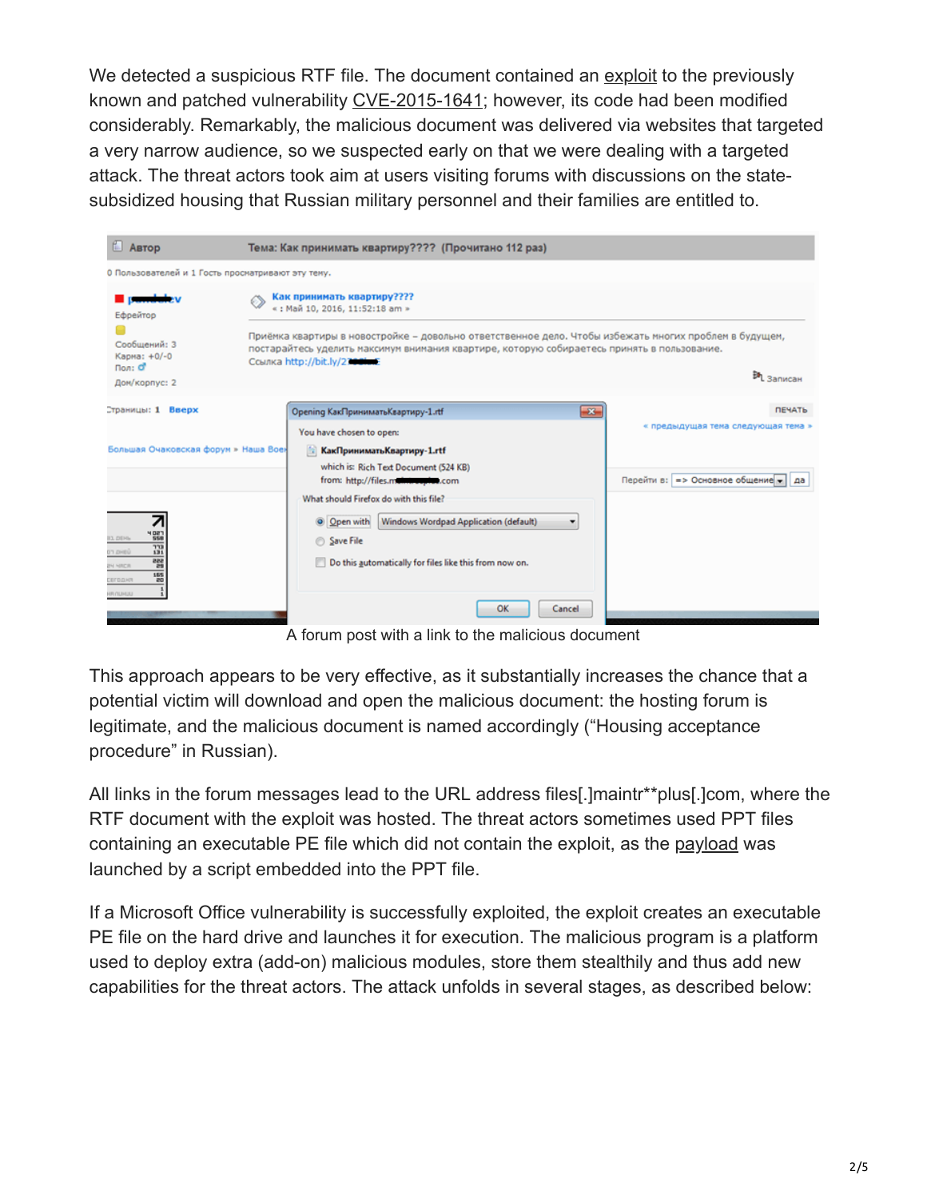We detected a suspicious RTF file. The document contained an exploit to the previously known and patched vulnerability CVE-2015-1641; however, its code had been modified considerably. Remarkably, the malicious document was delivered via websites that targeted a very narrow audience, so we suspected early on that we were dealing with a targeted attack. The threat actors took aim at users visiting forums with discussions on the state-subsidized housing that Russian military personnel and their families are entitled to.

A forum post with a link to the malicious document

This approach appears to be very effective, as it substantially increases the chance that a potential victim will download and open the malicious document: the hosting forum is legitimate, and the malicious document is named accordingly ("Housing acceptance procedure" in Russian).

All links in the forum messages lead to the URL address files[.]maintr**plus[.]com, where the RTF document with the exploit was hosted. The threat actors sometimes used PPT files containing an executable PE file which did not contain the exploit, as the payload was launched by a script embedded into the PPT file.

If a Microsoft Office vulnerability is successfully exploited, the exploit creates an executable PE file on the hard drive and launches it for execution. The malicious program is a platform used to deploy extra (add-on) malicious modules, store them stealthily and thus add new capabilities for the threat actors. The attack unfolds in several stages, as described below: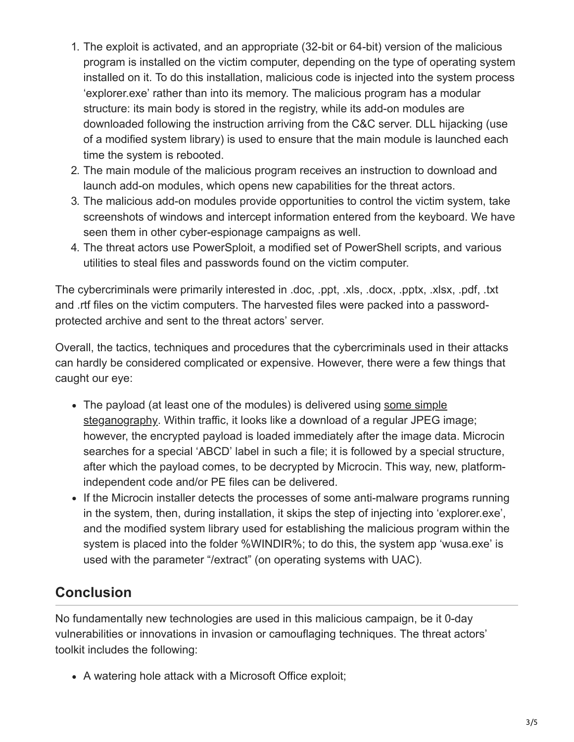1. The exploit is activated, and an appropriate (32-bit or 64-bit) version of the malicious program is installed on the victim computer, depending on the type of operating system installed on it. To do this installation, malicious code is injected into the system process 'explorer.exe' rather than into its memory. The malicious program has a modular structure: its main body is stored in the registry, while its add-on modules are downloaded following the instruction arriving from the C&C server. DLL hijacking (use of a modified system library) is used to ensure that the main module is launched each time the system is rebooted.
2. The main module of the malicious program receives an instruction to download and launch add-on modules, which opens new capabilities for the threat actors.
3. The malicious add-on modules provide opportunities to control the victim system, take screenshots of windows and intercept information entered from the keyboard. We have seen them in other cyber-espionage campaigns as well.
4. The threat actors use PowerSploit, a modified set of PowerShell scripts, and various utilities to steal files and passwords found on the victim computer.

The cybercriminals were primarily interested in .doc, .ppt, .xls, .docx, .pptx, .xlsx, .pdf, .txt and .rtf files on the victim computers. The harvested files were packed into a password-protected archive and sent to the threat actors' server.

Overall, the tactics, techniques and procedures that the cybercriminals used in their attacks can hardly be considered complicated or expensive. However, there were a few things that caught our eye:

- The payload (at least one of the modules) is delivered using some simple steganography. Within traffic, it looks like a download of a regular JPEG image; however, the encrypted payload is loaded immediately after the image data. Microcin searches for a special 'ABCD' label in such a file; it is followed by a special structure, after which the payload comes, to be decrypted by Microcin. This way, new, platform-independent code and/or PE files can be delivered.
- If the Microcin installer detects the processes of some anti-malware programs running in the system, then, during installation, it skips the step of injecting into 'explorer.exe', and the modified system library used for establishing the malicious program within the system is placed into the folder %WINDIR%; to do this, the system app 'wusa.exe' is used with the parameter "/extract" (on operating systems with UAC).

## Conclusion

No fundamentally new technologies are used in this malicious campaign, be it 0-day vulnerabilities or innovations in invasion or camouflaging techniques. The threat actors' toolkit includes the following:

- A watering hole attack with a Microsoft Office exploit;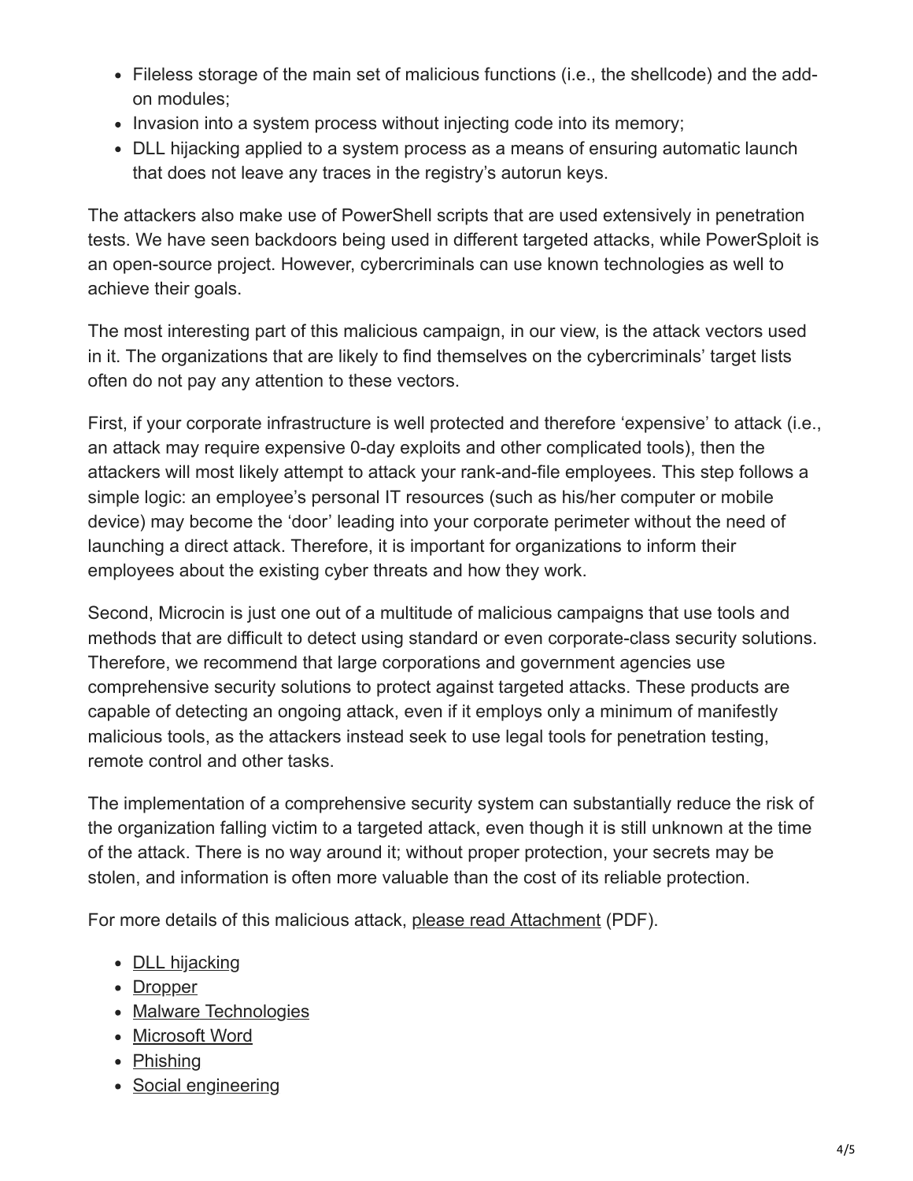- Fileless storage of the main set of malicious functions (i.e., the shellcode) and the add-on modules;
- Invasion into a system process without injecting code into its memory;
- DLL hijacking applied to a system process as a means of ensuring automatic launch that does not leave any traces in the registry's autorun keys.

The attackers also make use of PowerShell scripts that are used extensively in penetration tests. We have seen backdoors being used in different targeted attacks, while PowerSploit is an open-source project. However, cybercriminals can use known technologies as well to achieve their goals.

The most interesting part of this malicious campaign, in our view, is the attack vectors used in it. The organizations that are likely to find themselves on the cybercriminals' target lists often do not pay any attention to these vectors.

First, if your corporate infrastructure is well protected and therefore 'expensive' to attack (i.e., an attack may require expensive 0-day exploits and other complicated tools), then the attackers will most likely attempt to attack your rank-and-file employees. This step follows a simple logic: an employee's personal IT resources (such as his/her computer or mobile device) may become the 'door' leading into your corporate perimeter without the need of launching a direct attack. Therefore, it is important for organizations to inform their employees about the existing cyber threats and how they work.

Second, Microcin is just one out of a multitude of malicious campaigns that use tools and methods that are difficult to detect using standard or even corporate-class security solutions. Therefore, we recommend that large corporations and government agencies use comprehensive security solutions to protect against targeted attacks. These products are capable of detecting an ongoing attack, even if it employs only a minimum of manifestly malicious tools, as the attackers instead seek to use legal tools for penetration testing, remote control and other tasks.

The implementation of a comprehensive security system can substantially reduce the risk of the organization falling victim to a targeted attack, even though it is still unknown at the time of the attack. There is no way around it; without proper protection, your secrets may be stolen, and information is often more valuable than the cost of its reliable protection.

For more details of this malicious attack, please read Attachment (PDF).

- DLL hijacking
- Dropper
- Malware Technologies
- Microsoft Word
- Phishing
- Social engineering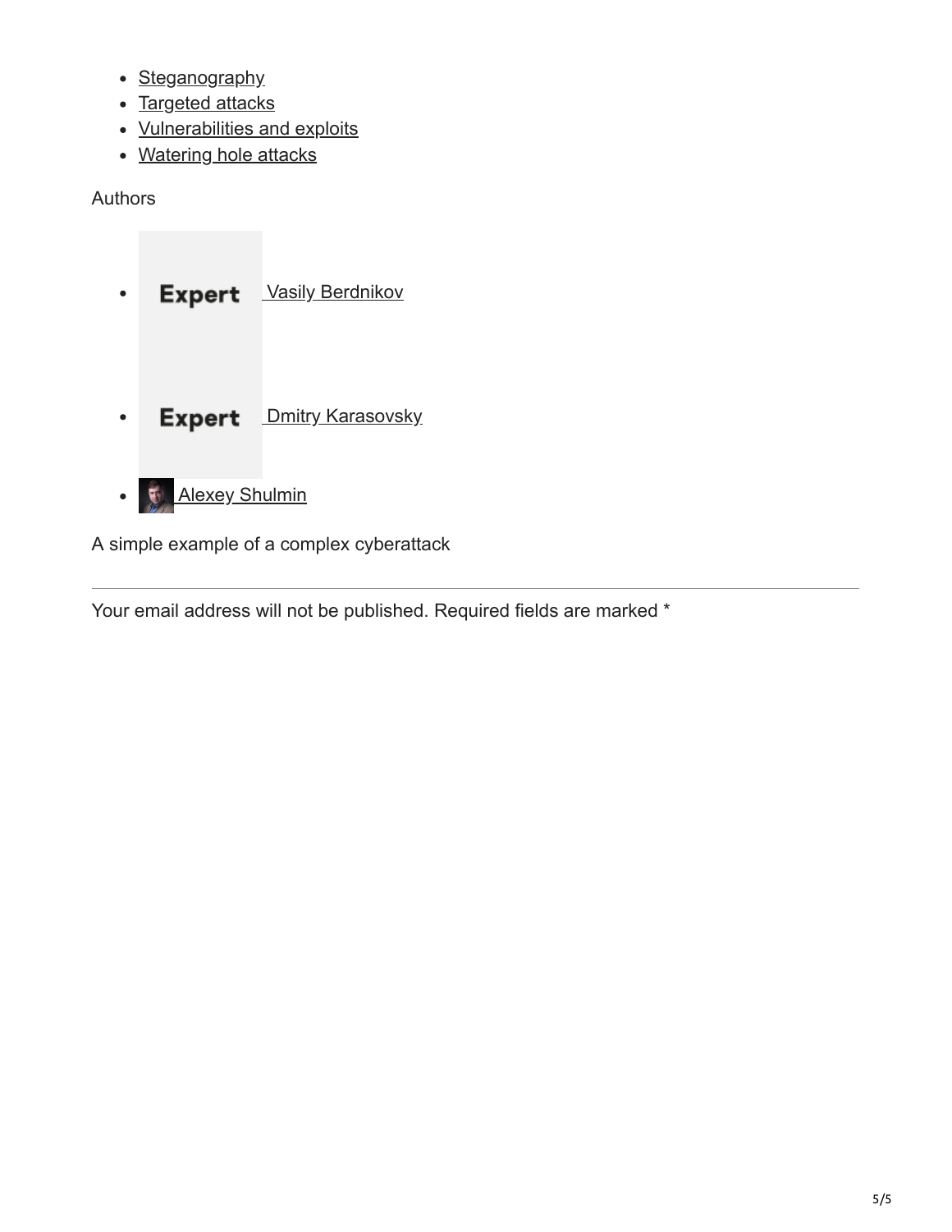- Steganography
- Targeted attacks
- Vulnerabilities and exploits
- Watering hole attacks

Authors

- Expert Vasily Berdnikov
- Expert Dmitry Karasovsky
- Alexey Shulmin

A simple example of a complex cyberattack

---

Your email address will not be published. Required fields are marked *